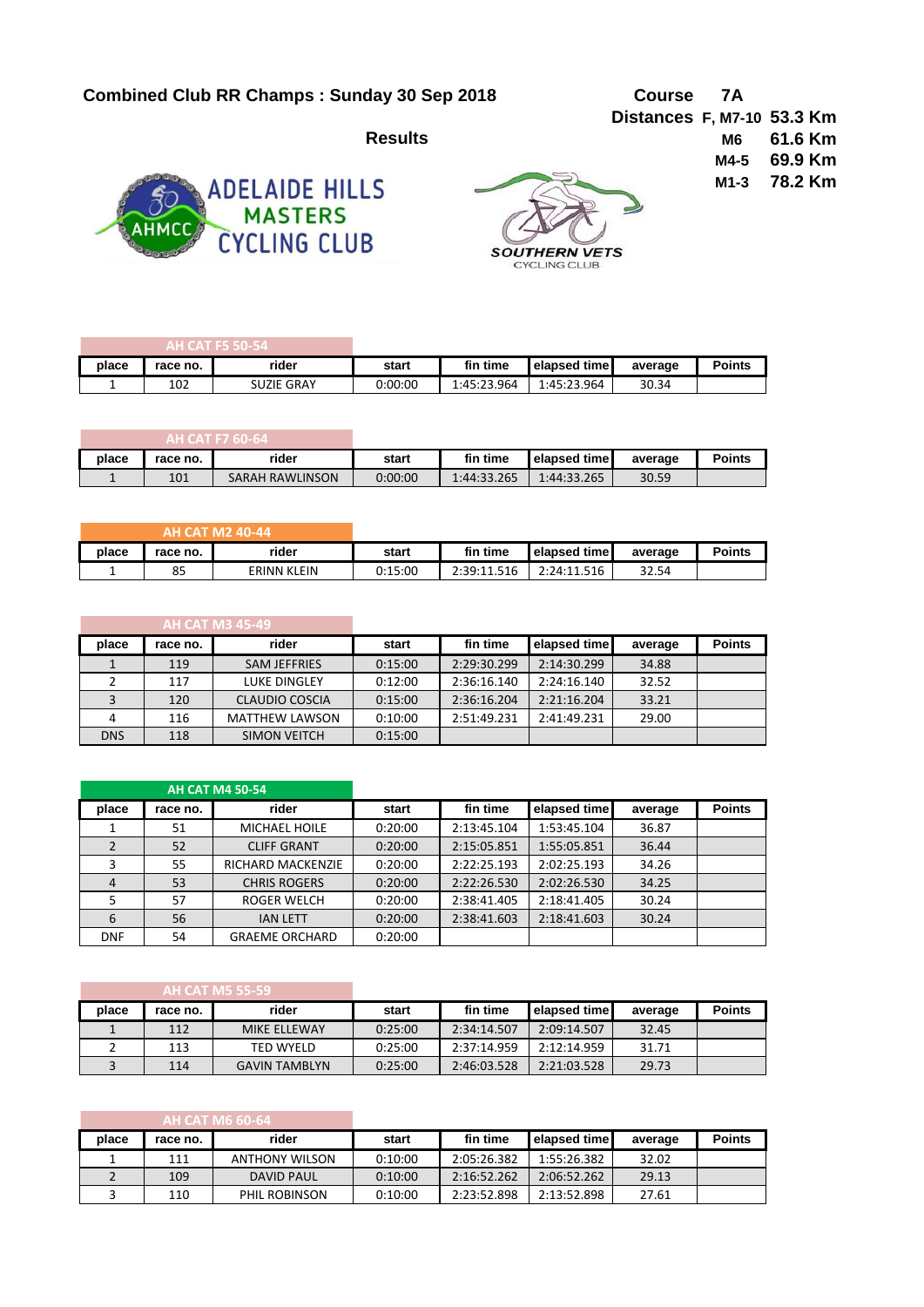# Combined Club RR Champs : Sunday 30 Sep 2018

**Course 7A**

**Distances**

| | |
|---|---|
| F, M7-10 | 53.3 Km |
| M6 | 61.6 Km |
| M4-5 | 69.9 Km |
| M1-3 | 78.2 Km |

## Results

ADELAIDE HILLS MASTERS CYCLING CLUB (AHMCC)

SOUTHERN VETS CYCLING CLUB

### AH CAT F5 50-54

| place | race no. | rider | start | fin time | elapsed time | average | Points |
|---|---|---|---|---|---|---|---|
| 1 | 102 | SUZIE GRAY | 0:00:00 | 1:45:23.964 | 1:45:23.964 | 30.34 | |

### AH CAT F7 60-64

| place | race no. | rider | start | fin time | elapsed time | average | Points |
|---|---|---|---|---|---|---|---|
| 1 | 101 | SARAH RAWLINSON | 0:00:00 | 1:44:33.265 | 1:44:33.265 | 30.59 | |

### AH CAT M2 40-44

| place | race no. | rider | start | fin time | elapsed time | average | Points |
|---|---|---|---|---|---|---|---|
| 1 | 85 | ERINN KLEIN | 0:15:00 | 2:39:11.516 | 2:24:11.516 | 32.54 | |

### AH CAT M3 45-49

| place | race no. | rider | start | fin time | elapsed time | average | Points |
|---|---|---|---|---|---|---|---|
| 1 | 119 | SAM JEFFRIES | 0:15:00 | 2:29:30.299 | 2:14:30.299 | 34.88 | |
| 2 | 117 | LUKE DINGLEY | 0:12:00 | 2:36:16.140 | 2:24:16.140 | 32.52 | |
| 3 | 120 | CLAUDIO COSCIA | 0:15:00 | 2:36:16.204 | 2:21:16.204 | 33.21 | |
| 4 | 116 | MATTHEW LAWSON | 0:10:00 | 2:51:49.231 | 2:41:49.231 | 29.00 | |
| DNS | 118 | SIMON VEITCH | 0:15:00 | | | | |

### AH CAT M4 50-54

| place | race no. | rider | start | fin time | elapsed time | average | Points |
|---|---|---|---|---|---|---|---|
| 1 | 51 | MICHAEL HOILE | 0:20:00 | 2:13:45.104 | 1:53:45.104 | 36.87 | |
| 2 | 52 | CLIFF GRANT | 0:20:00 | 2:15:05.851 | 1:55:05.851 | 36.44 | |
| 3 | 55 | RICHARD MACKENZIE | 0:20:00 | 2:22:25.193 | 2:02:25.193 | 34.26 | |
| 4 | 53 | CHRIS ROGERS | 0:20:00 | 2:22:26.530 | 2:02:26.530 | 34.25 | |
| 5 | 57 | ROGER WELCH | 0:20:00 | 2:38:41.405 | 2:18:41.405 | 30.24 | |
| 6 | 56 | IAN LETT | 0:20:00 | 2:38:41.603 | 2:18:41.603 | 30.24 | |
| DNF | 54 | GRAEME ORCHARD | 0:20:00 | | | | |

### AH CAT M5 55-59

| place | race no. | rider | start | fin time | elapsed time | average | Points |
|---|---|---|---|---|---|---|---|
| 1 | 112 | MIKE ELLEWAY | 0:25:00 | 2:34:14.507 | 2:09:14.507 | 32.45 | |
| 2 | 113 | TED WYELD | 0:25:00 | 2:37:14.959 | 2:12:14.959 | 31.71 | |
| 3 | 114 | GAVIN TAMBLYN | 0:25:00 | 2:46:03.528 | 2:21:03.528 | 29.73 | |

### AH CAT M6 60-64

| place | race no. | rider | start | fin time | elapsed time | average | Points |
|---|---|---|---|---|---|---|---|
| 1 | 111 | ANTHONY WILSON | 0:10:00 | 2:05:26.382 | 1:55:26.382 | 32.02 | |
| 2 | 109 | DAVID PAUL | 0:10:00 | 2:16:52.262 | 2:06:52.262 | 29.13 | |
| 3 | 110 | PHIL ROBINSON | 0:10:00 | 2:23:52.898 | 2:13:52.898 | 27.61 | |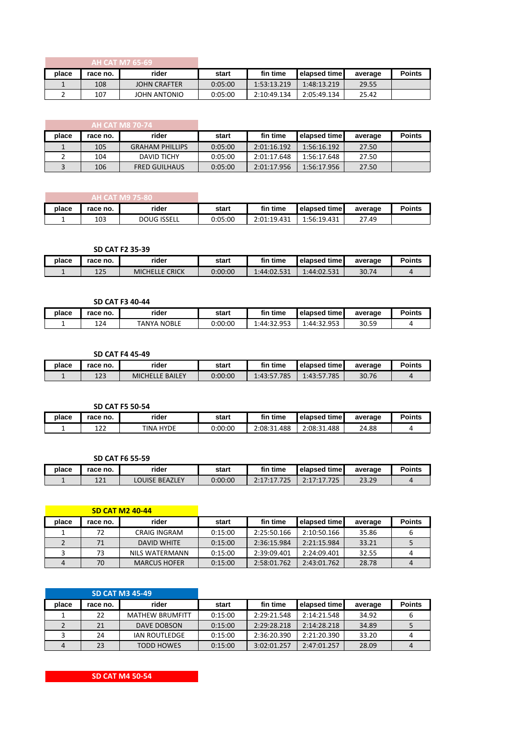### AH CAT M7 65-69

| place | race no. | rider | start | fin time | elapsed time | average | Points |
|---|---|---|---|---|---|---|---|
| 1 | 108 | JOHN CRAFTER | 0:05:00 | 1:53:13.219 | 1:48:13.219 | 29.55 | |
| 2 | 107 | JOHN ANTONIO | 0:05:00 | 2:10:49.134 | 2:05:49.134 | 25.42 | |

### AH CAT M8 70-74

| place | race no. | rider | start | fin time | elapsed time | average | Points |
|---|---|---|---|---|---|---|---|
| 1 | 105 | GRAHAM PHILLIPS | 0:05:00 | 2:01:16.192 | 1:56:16.192 | 27.50 | |
| 2 | 104 | DAVID TICHY | 0:05:00 | 2:01:17.648 | 1:56:17.648 | 27.50 | |
| 3 | 106 | FRED GUILHAUS | 0:05:00 | 2:01:17.956 | 1:56:17.956 | 27.50 | |

### AH CAT M9 75-80

| place | race no. | rider | start | fin time | elapsed time | average | Points |
|---|---|---|---|---|---|---|---|
| 1 | 103 | DOUG ISSELL | 0:05:00 | 2:01:19.431 | 1:56:19.431 | 27.49 | |

### SD CAT F2 35-39

| place | race no. | rider | start | fin time | elapsed time | average | Points |
|---|---|---|---|---|---|---|---|
| 1 | 125 | MICHELLE CRICK | 0:00:00 | 1:44:02.531 | 1:44:02.531 | 30.74 | 4 |

### SD CAT F3 40-44

| place | race no. | rider | start | fin time | elapsed time | average | Points |
|---|---|---|---|---|---|---|---|
| 1 | 124 | TANYA NOBLE | 0:00:00 | 1:44:32.953 | 1:44:32.953 | 30.59 | 4 |

### SD CAT F4 45-49

| place | race no. | rider | start | fin time | elapsed time | average | Points |
|---|---|---|---|---|---|---|---|
| 1 | 123 | MICHELLE BAILEY | 0:00:00 | 1:43:57.785 | 1:43:57.785 | 30.76 | 4 |

### SD CAT F5 50-54

| place | race no. | rider | start | fin time | elapsed time | average | Points |
|---|---|---|---|---|---|---|---|
| 1 | 122 | TINA HYDE | 0:00:00 | 2:08:31.488 | 2:08:31.488 | 24.88 | 4 |

### SD CAT F6 55-59

| place | race no. | rider | start | fin time | elapsed time | average | Points |
|---|---|---|---|---|---|---|---|
| 1 | 121 | LOUISE BEAZLEY | 0:00:00 | 2:17:17.725 | 2:17:17.725 | 23.29 | 4 |

### SD CAT M2 40-44

| place | race no. | rider | start | fin time | elapsed time | average | Points |
|---|---|---|---|---|---|---|---|
| 1 | 72 | CRAIG INGRAM | 0:15:00 | 2:25:50.166 | 2:10:50.166 | 35.86 | 6 |
| 2 | 71 | DAVID WHITE | 0:15:00 | 2:36:15.984 | 2:21:15.984 | 33.21 | 5 |
| 3 | 73 | NILS WATERMANN | 0:15:00 | 2:39:09.401 | 2:24:09.401 | 32.55 | 4 |
| 4 | 70 | MARCUS HOFER | 0:15:00 | 2:58:01.762 | 2:43:01.762 | 28.78 | 4 |

### SD CAT M3 45-49

| place | race no. | rider | start | fin time | elapsed time | average | Points |
|---|---|---|---|---|---|---|---|
| 1 | 22 | MATHEW BRUMFITT | 0:15:00 | 2:29:21.548 | 2:14:21.548 | 34.92 | 6 |
| 2 | 21 | DAVE DOBSON | 0:15:00 | 2:29:28.218 | 2:14:28.218 | 34.89 | 5 |
| 3 | 24 | IAN ROUTLEDGE | 0:15:00 | 2:36:20.390 | 2:21:20.390 | 33.20 | 4 |
| 4 | 23 | TODD HOWES | 0:15:00 | 3:02:01.257 | 2:47:01.257 | 28.09 | 4 |

### SD CAT M4 50-54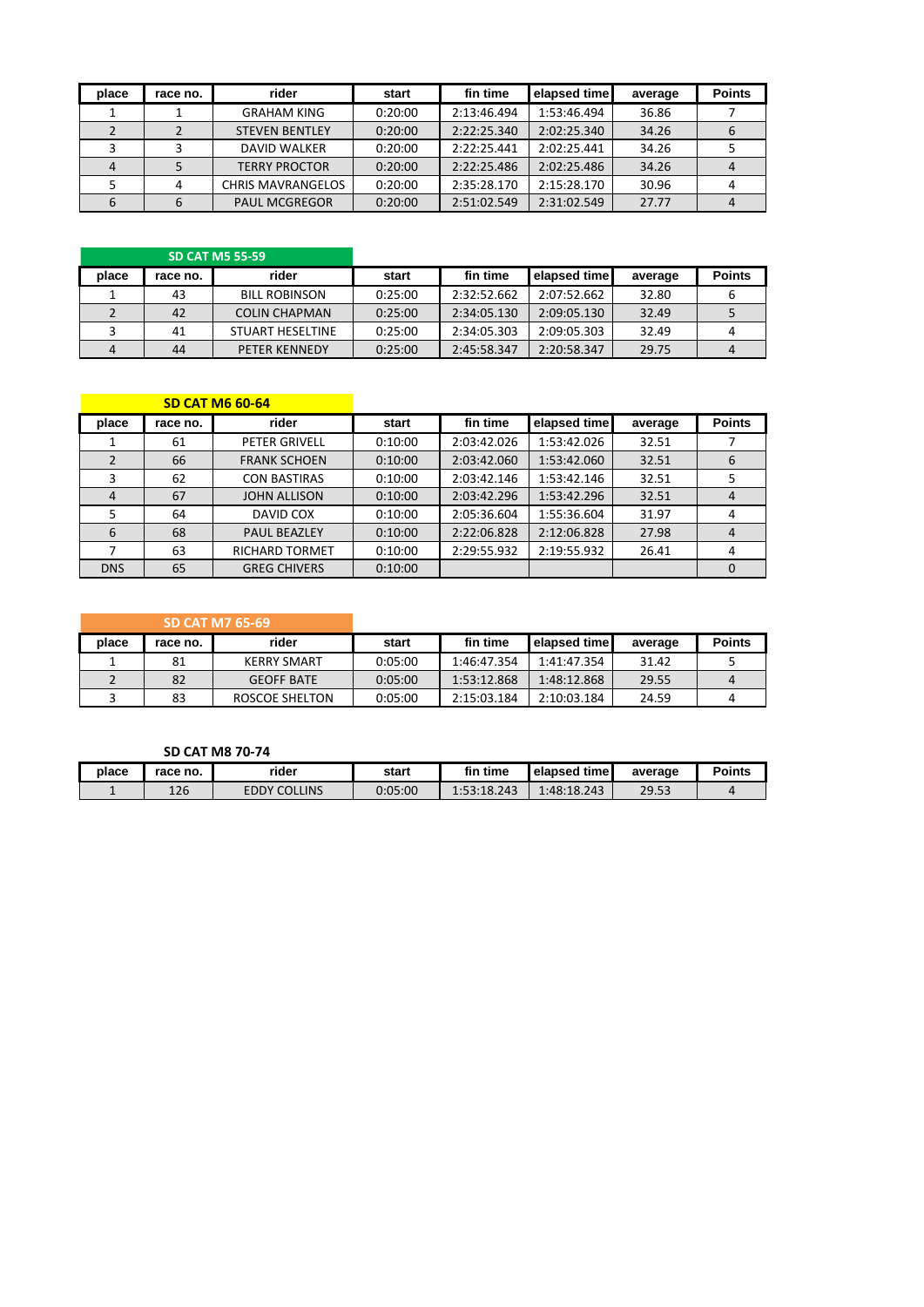| place | race no. | rider | start | fin time | elapsed time | average | Points |
|---|---|---|---|---|---|---|---|
| 1 | 1 | GRAHAM KING | 0:20:00 | 2:13:46.494 | 1:53:46.494 | 36.86 | 7 |
| 2 | 2 | STEVEN BENTLEY | 0:20:00 | 2:22:25.340 | 2:02:25.340 | 34.26 | 6 |
| 3 | 3 | DAVID WALKER | 0:20:00 | 2:22:25.441 | 2:02:25.441 | 34.26 | 5 |
| 4 | 5 | TERRY PROCTOR | 0:20:00 | 2:22:25.486 | 2:02:25.486 | 34.26 | 4 |
| 5 | 4 | CHRIS MAVRANGELOS | 0:20:00 | 2:35:28.170 | 2:15:28.170 | 30.96 | 4 |
| 6 | 6 | PAUL MCGREGOR | 0:20:00 | 2:51:02.549 | 2:31:02.549 | 27.77 | 4 |

**SD CAT M5 55-59**

| place | race no. | rider | start | fin time | elapsed time | average | Points |
|---|---|---|---|---|---|---|---|
| 1 | 43 | BILL ROBINSON | 0:25:00 | 2:32:52.662 | 2:07:52.662 | 32.80 | 6 |
| 2 | 42 | COLIN CHAPMAN | 0:25:00 | 2:34:05.130 | 2:09:05.130 | 32.49 | 5 |
| 3 | 41 | STUART HESELTINE | 0:25:00 | 2:34:05.303 | 2:09:05.303 | 32.49 | 4 |
| 4 | 44 | PETER KENNEDY | 0:25:00 | 2:45:58.347 | 2:20:58.347 | 29.75 | 4 |

**SD CAT M6 60-64**

| place | race no. | rider | start | fin time | elapsed time | average | Points |
|---|---|---|---|---|---|---|---|
| 1 | 61 | PETER GRIVELL | 0:10:00 | 2:03:42.026 | 1:53:42.026 | 32.51 | 7 |
| 2 | 66 | FRANK SCHOEN | 0:10:00 | 2:03:42.060 | 1:53:42.060 | 32.51 | 6 |
| 3 | 62 | CON BASTIRAS | 0:10:00 | 2:03:42.146 | 1:53:42.146 | 32.51 | 5 |
| 4 | 67 | JOHN ALLISON | 0:10:00 | 2:03:42.296 | 1:53:42.296 | 32.51 | 4 |
| 5 | 64 | DAVID COX | 0:10:00 | 2:05:36.604 | 1:55:36.604 | 31.97 | 4 |
| 6 | 68 | PAUL BEAZLEY | 0:10:00 | 2:22:06.828 | 2:12:06.828 | 27.98 | 4 |
| 7 | 63 | RICHARD TORMET | 0:10:00 | 2:29:55.932 | 2:19:55.932 | 26.41 | 4 |
| DNS | 65 | GREG CHIVERS | 0:10:00 | | | | 0 |

**SD CAT M7 65-69**

| place | race no. | rider | start | fin time | elapsed time | average | Points |
|---|---|---|---|---|---|---|---|
| 1 | 81 | KERRY SMART | 0:05:00 | 1:46:47.354 | 1:41:47.354 | 31.42 | 5 |
| 2 | 82 | GEOFF BATE | 0:05:00 | 1:53:12.868 | 1:48:12.868 | 29.55 | 4 |
| 3 | 83 | ROSCOE SHELTON | 0:05:00 | 2:15:03.184 | 2:10:03.184 | 24.59 | 4 |

**SD CAT M8 70-74**

| place | race no. | rider | start | fin time | elapsed time | average | Points |
|---|---|---|---|---|---|---|---|
| 1 | 126 | EDDY COLLINS | 0:05:00 | 1:53:18.243 | 1:48:18.243 | 29.53 | 4 |